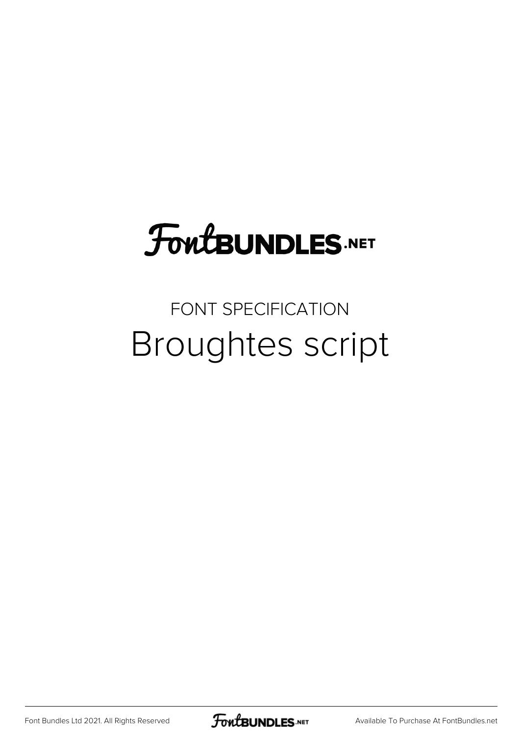# FontBUNDLES.NET

FONT SPECIFICATION

## Broughtes script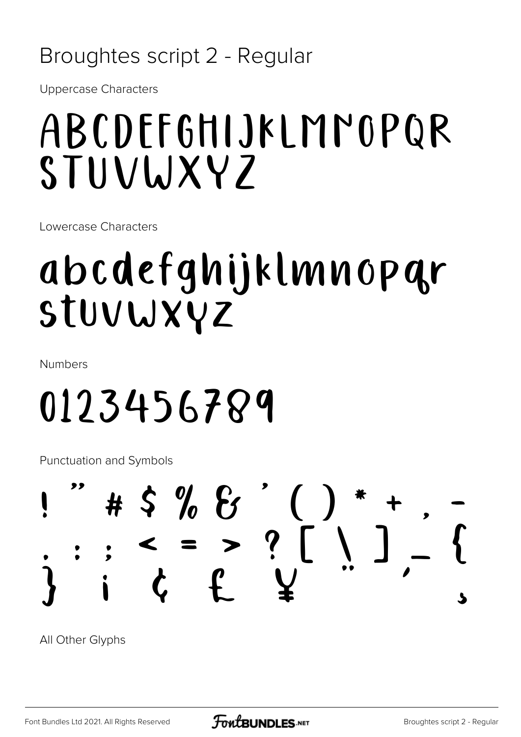# Broughtes script 2 - Regular

Uppercase Characters

ABCDEFGHIJKLMNOPQR
STUVWXYZ

Lowercase Characters

abcdefghijklmnopqr
stuvwxyz

Numbers

0123456789

Punctuation and Symbols

! " # $ % & ' ( ) * + , -
. : ; < = > ? [ \ ] _ {
} ¡ ¢ £ ¥ ¨ ´ ¸

All Other Glyphs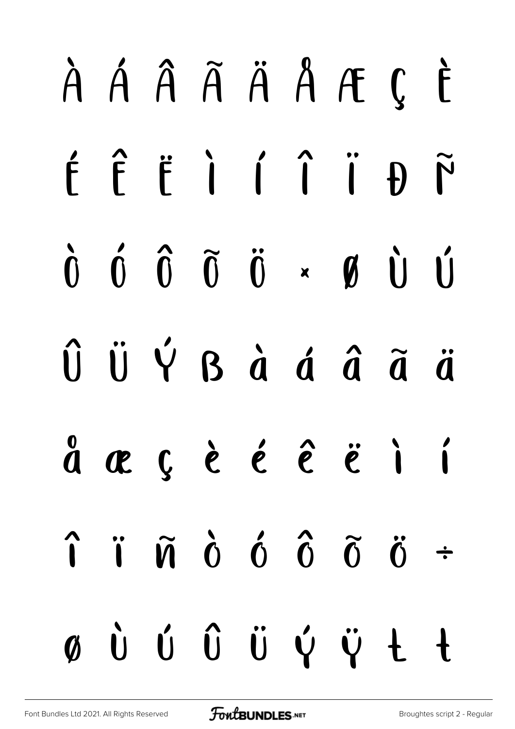À Á Â Ã Ä Å Æ Ç È

É Ê Ë Ì Í Î Ï Đ Ñ

Ò Ó Ô Õ Ö × Ø Ù Ú

Û Ü Ý ß à á â ã ä

å æ ç è é ê ë ì í

î ï ñ ò ó ô õ ö ÷

ø ù ú û ü ý ÿ Ł ł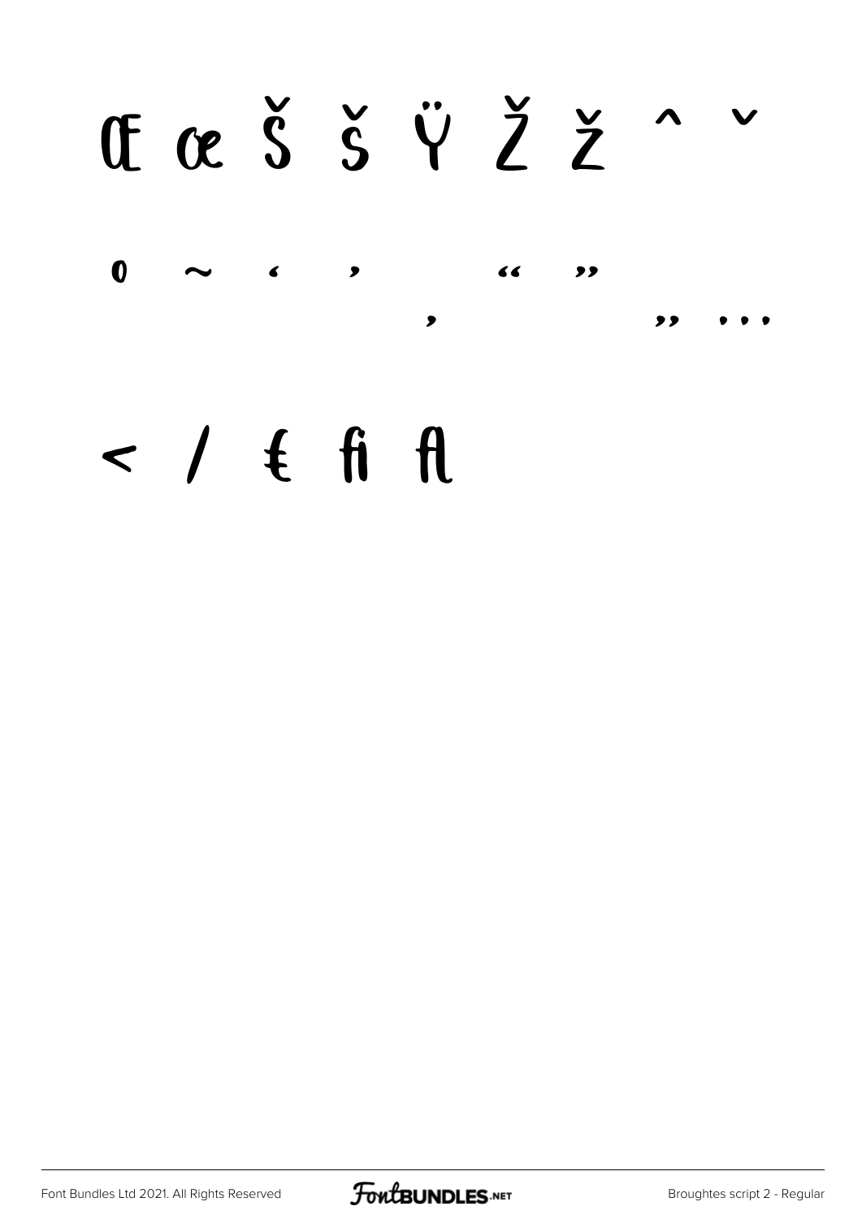Œ œ Š š Ÿ Ž ž ˆ ˇ

˚ ˜ ‘ ’ ‚ “ ” „ …

‹ ⁄ € ﬁ ﬂ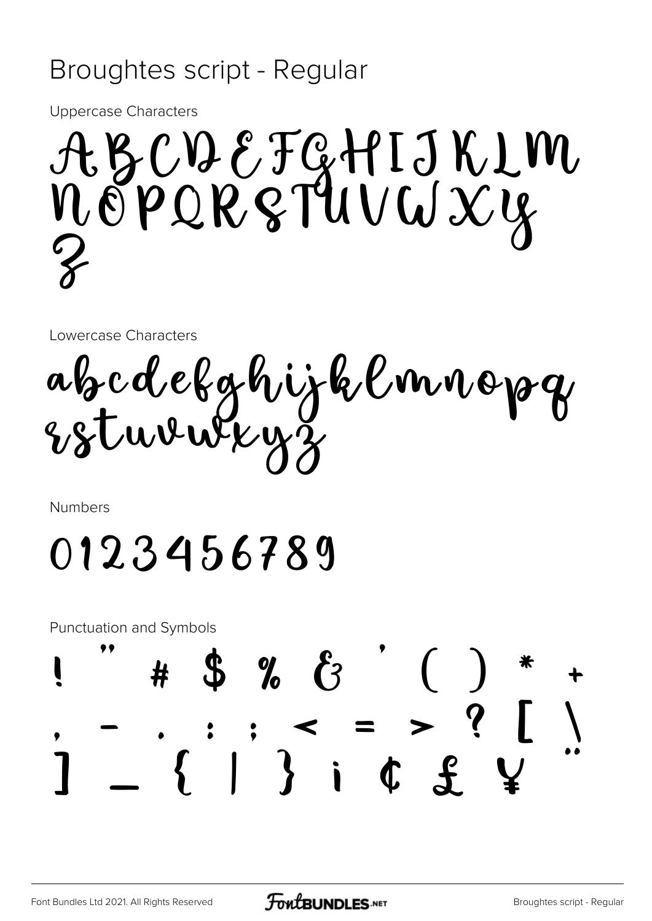# Broughtes script - Regular

Uppercase Characters

ABCDEFGHIJKLM
NOPQRSTUVWXY
Z

Lowercase Characters

abcdefghijklmnopq
rstuvwxyz

Numbers

0123456789

Punctuation and Symbols

! " # $ % & ' ( ) * +
, - . : ; < = > ? [ \
] _ { | } ¡ ¢ £ ¥ ¨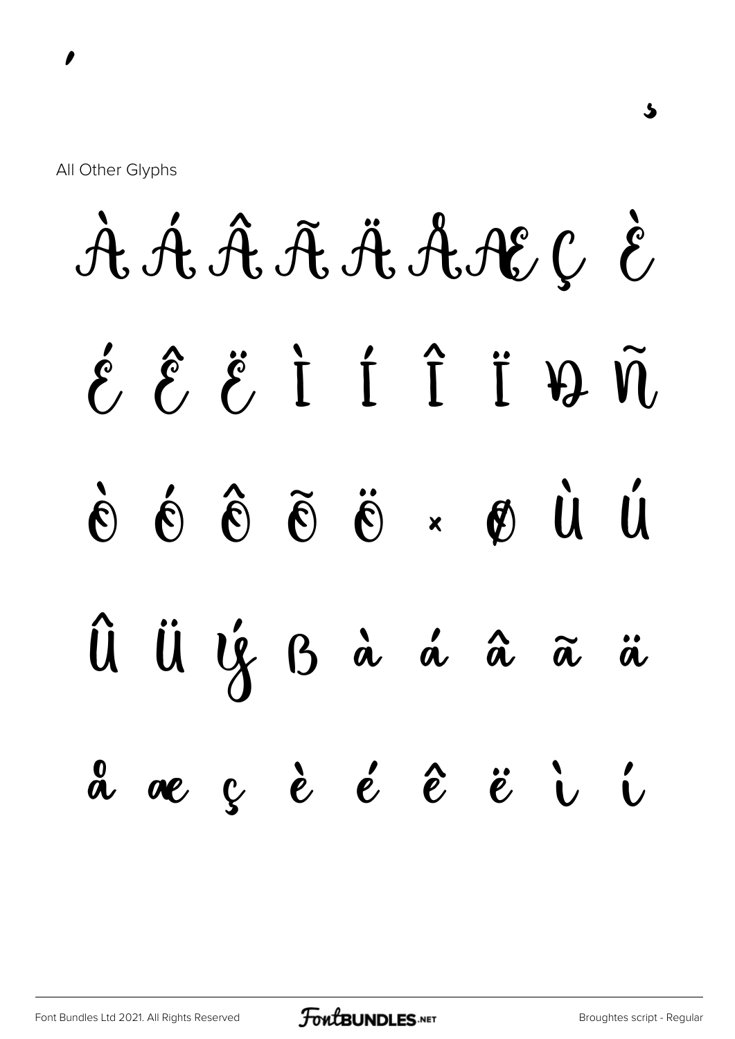,

¸

All Other Glyphs

À Á Â Ã Ä Å Æ Ç È

É Ê Ë Ì Í Î Ï Ð Ñ

Ò Ó Ô Õ Ö × Ø Ù Ú

Û Ü Ý ß à á â ã ä

å æ ç è é ê ë ì í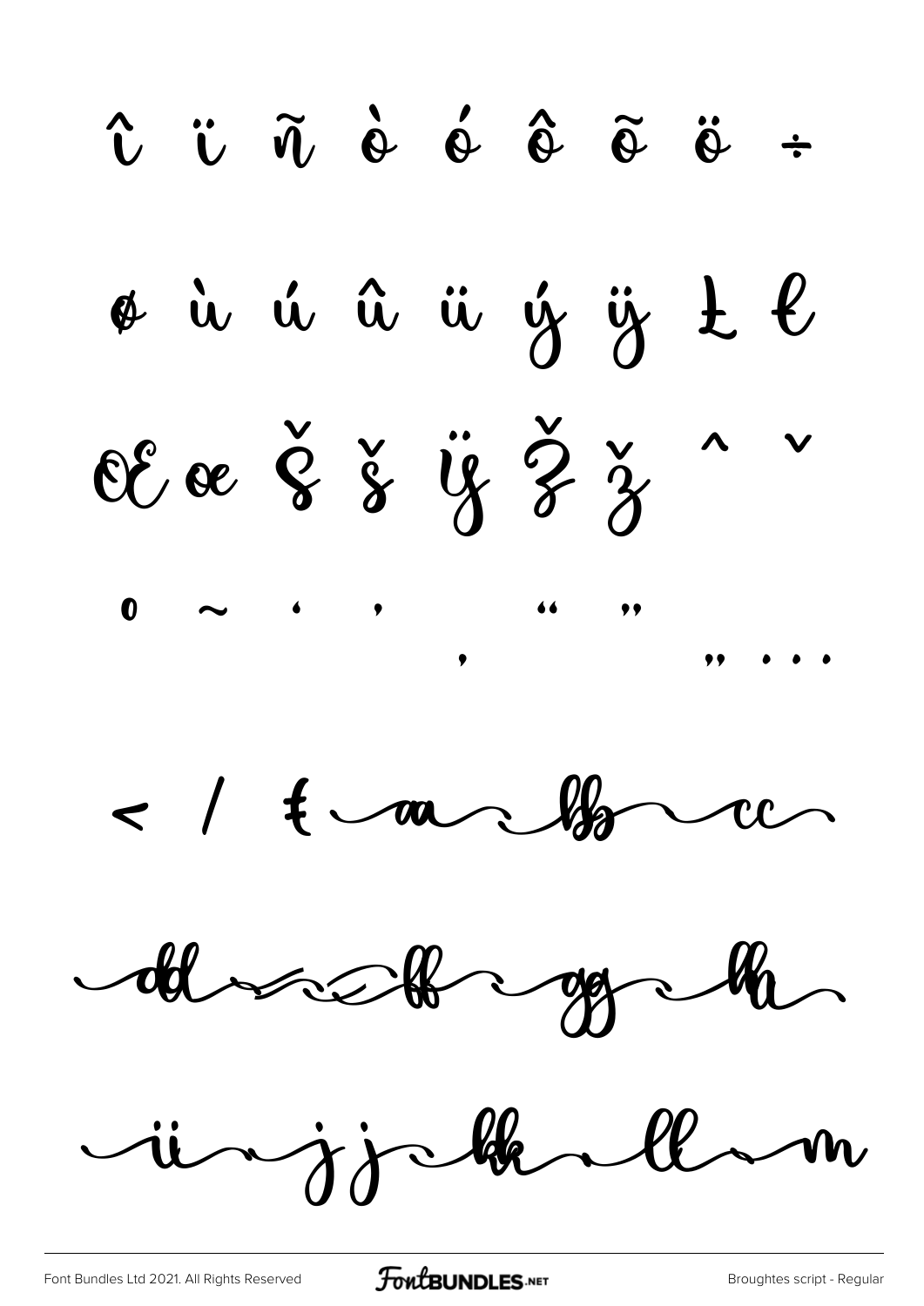î ï ñ ò ó ô õ ö ÷

ø ù ú û ü ý ÿ Ł ł

Œ œ Š š Ÿ Ž ž ˆ ˇ

˚ ˜ ‘ ’ ‚ “ ” „ …

< / ŧ aa bb cc

dd ee ff gg hh

ii jj kk ll m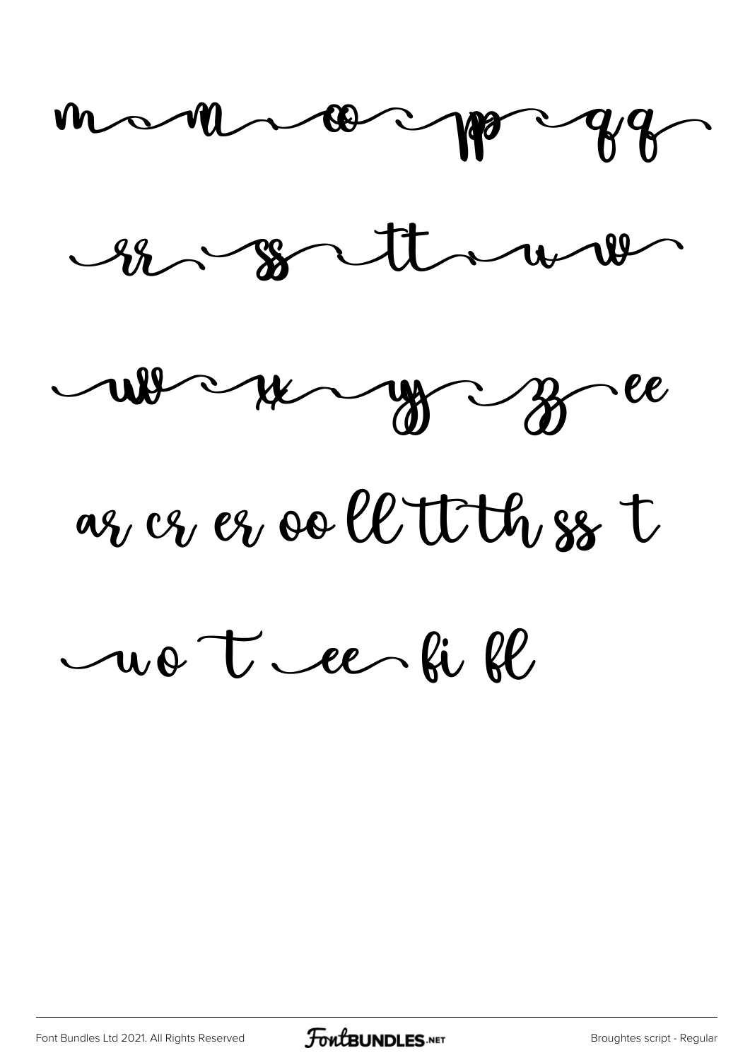m m oo pp qq

rr ss tt u w

w x y z ee

ar cr er oo ll tt th ss t

u o t ee fi fl